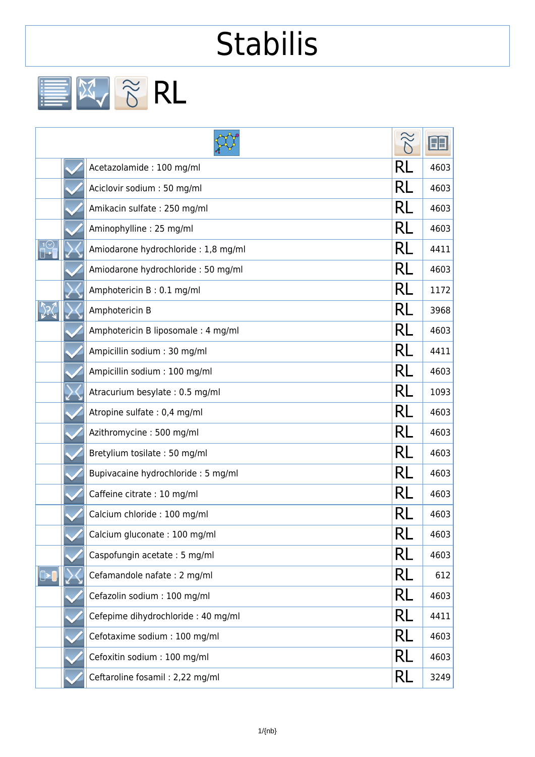# Stabilis

## RL

| | | | | |
|---|---|---|---|---|
| | | Acetazolamide : 100 mg/ml | RL | 4603 |
| | | Aciclovir sodium : 50 mg/ml | RL | 4603 |
| | | Amikacin sulfate : 250 mg/ml | RL | 4603 |
| | | Aminophylline : 25 mg/ml | RL | 4603 |
| | | Amiodarone hydrochloride : 1,8 mg/ml | RL | 4411 |
| | | Amiodarone hydrochloride : 50 mg/ml | RL | 4603 |
| | | Amphotericin B : 0.1 mg/ml | RL | 1172 |
| | | Amphotericin B | RL | 3968 |
| | | Amphotericin B liposomale : 4 mg/ml | RL | 4603 |
| | | Ampicillin sodium : 30 mg/ml | RL | 4411 |
| | | Ampicillin sodium : 100 mg/ml | RL | 4603 |
| | | Atracurium besylate : 0.5 mg/ml | RL | 1093 |
| | | Atropine sulfate : 0,4 mg/ml | RL | 4603 |
| | | Azithromycine : 500 mg/ml | RL | 4603 |
| | | Bretylium tosilate : 50 mg/ml | RL | 4603 |
| | | Bupivacaine hydrochloride : 5 mg/ml | RL | 4603 |
| | | Caffeine citrate : 10 mg/ml | RL | 4603 |
| | | Calcium chloride : 100 mg/ml | RL | 4603 |
| | | Calcium gluconate : 100 mg/ml | RL | 4603 |
| | | Caspofungin acetate : 5 mg/ml | RL | 4603 |
| | | Cefamandole nafate : 2 mg/ml | RL | 612 |
| | | Cefazolin sodium : 100 mg/ml | RL | 4603 |
| | | Cefepime dihydrochloride : 40 mg/ml | RL | 4411 |
| | | Cefotaxime sodium : 100 mg/ml | RL | 4603 |
| | | Cefoxitin sodium : 100 mg/ml | RL | 4603 |
| | | Ceftaroline fosamil : 2,22 mg/ml | RL | 3249 |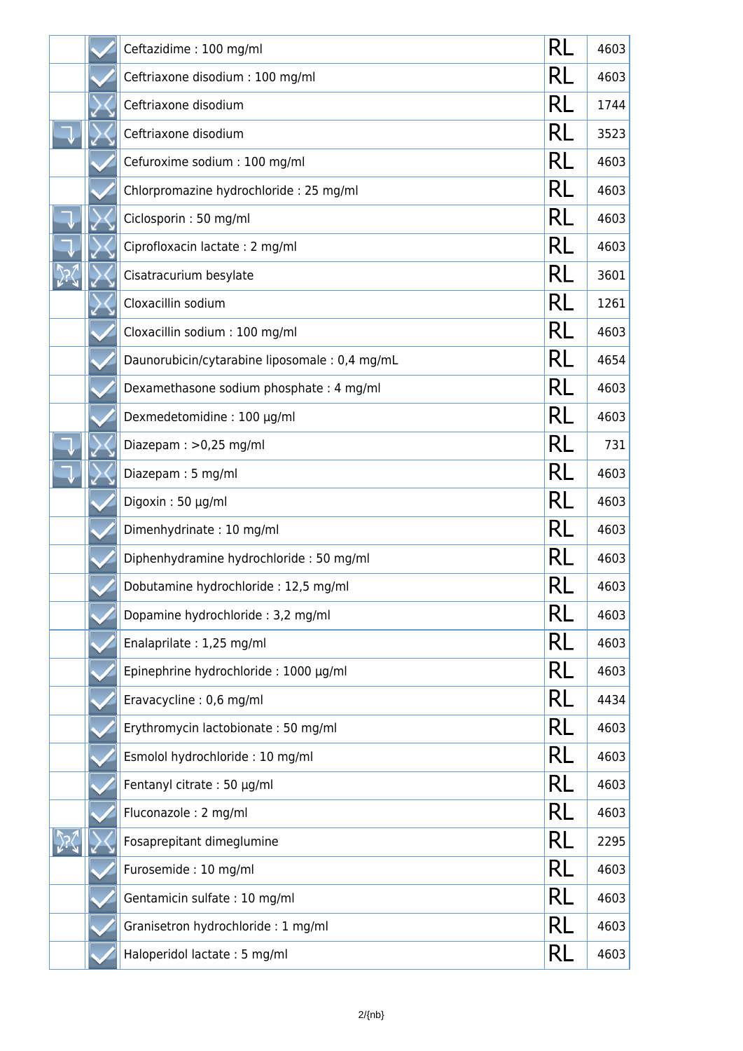| | | | | |
|---|---|---|---|---|
| | ✓ | Ceftazidime : 100 mg/ml | RL | 4603 |
| | ✓ | Ceftriaxone disodium : 100 mg/ml | RL | 4603 |
| | ✗ | Ceftriaxone disodium | RL | 1744 |
| | ✗ | Ceftriaxone disodium | RL | 3523 |
| | ✓ | Cefuroxime sodium : 100 mg/ml | RL | 4603 |
| | ✓ | Chlorpromazine hydrochloride : 25 mg/ml | RL | 4603 |
| | ✗ | Ciclosporin : 50 mg/ml | RL | 4603 |
| | ✗ | Ciprofloxacin lactate : 2 mg/ml | RL | 4603 |
| | ✗ | Cisatracurium besylate | RL | 3601 |
| | ✗ | Cloxacillin sodium | RL | 1261 |
| | ✓ | Cloxacillin sodium : 100 mg/ml | RL | 4603 |
| | ✓ | Daunorubicin/cytarabine liposomale : 0,4 mg/mL | RL | 4654 |
| | ✓ | Dexamethasone sodium phosphate : 4 mg/ml | RL | 4603 |
| | ✓ | Dexmedetomidine : 100 µg/ml | RL | 4603 |
| | ✗ | Diazepam : >0,25 mg/ml | RL | 731 |
| | ✗ | Diazepam : 5 mg/ml | RL | 4603 |
| | ✓ | Digoxin : 50 µg/ml | RL | 4603 |
| | ✓ | Dimenhydrinate : 10 mg/ml | RL | 4603 |
| | ✓ | Diphenhydramine hydrochloride : 50 mg/ml | RL | 4603 |
| | ✓ | Dobutamine hydrochloride : 12,5 mg/ml | RL | 4603 |
| | ✓ | Dopamine hydrochloride : 3,2 mg/ml | RL | 4603 |
| | ✓ | Enalaprilate : 1,25 mg/ml | RL | 4603 |
| | ✓ | Epinephrine hydrochloride : 1000 µg/ml | RL | 4603 |
| | ✓ | Eravacycline : 0,6 mg/ml | RL | 4434 |
| | ✓ | Erythromycin lactobionate : 50 mg/ml | RL | 4603 |
| | ✓ | Esmolol hydrochloride : 10 mg/ml | RL | 4603 |
| | ✓ | Fentanyl citrate : 50 µg/ml | RL | 4603 |
| | ✓ | Fluconazole : 2 mg/ml | RL | 4603 |
| | ✗ | Fosaprepitant dimeglumine | RL | 2295 |
| | ✓ | Furosemide : 10 mg/ml | RL | 4603 |
| | ✓ | Gentamicin sulfate : 10 mg/ml | RL | 4603 |
| | ✓ | Granisetron hydrochloride : 1 mg/ml | RL | 4603 |
| | ✓ | Haloperidol lactate : 5 mg/ml | RL | 4603 |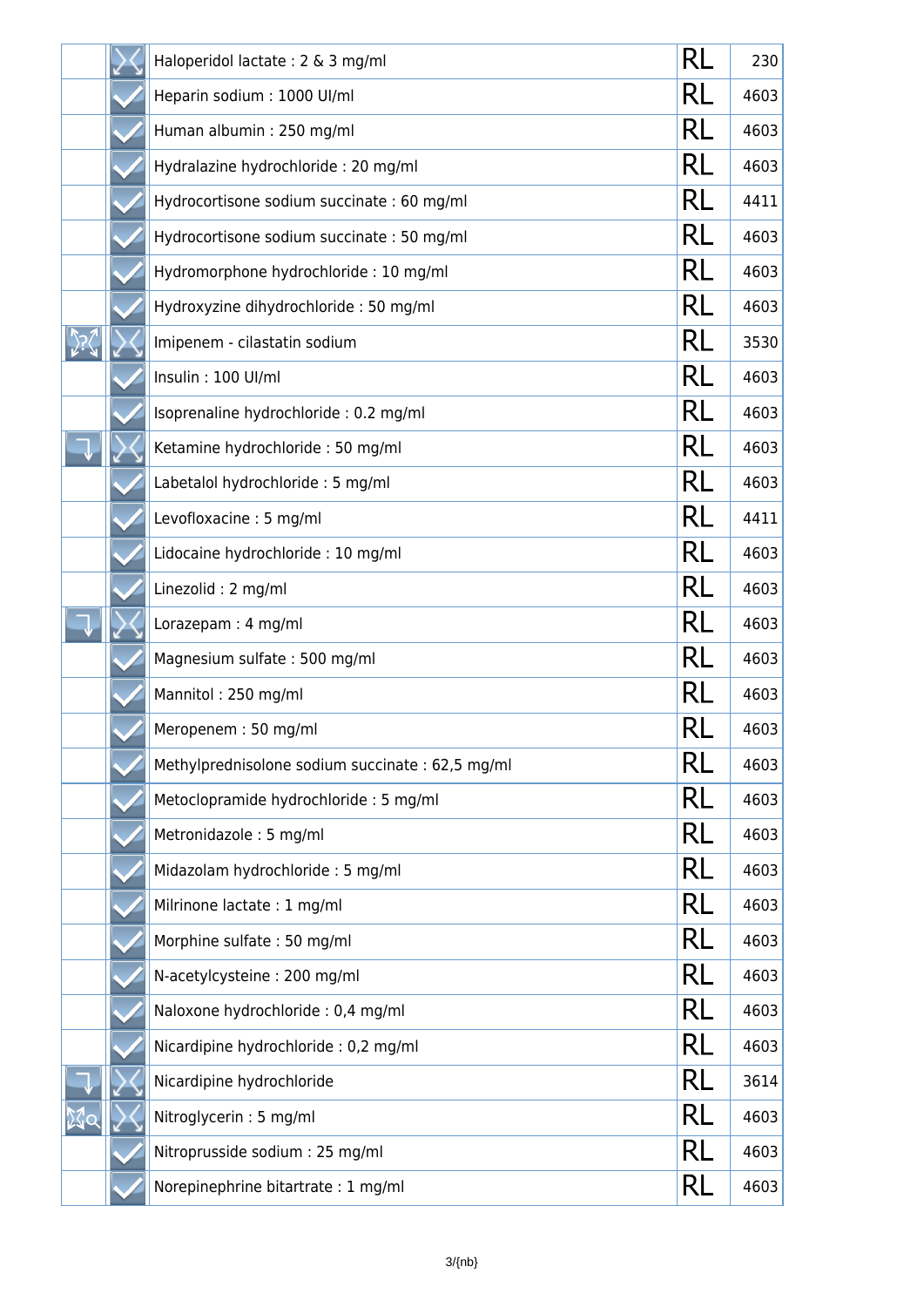| | | | | |
|---|---|---|---|---|
| | | Haloperidol lactate : 2 & 3 mg/ml | RL | 230 |
| | | Heparin sodium : 1000 UI/ml | RL | 4603 |
| | | Human albumin : 250 mg/ml | RL | 4603 |
| | | Hydralazine hydrochloride : 20 mg/ml | RL | 4603 |
| | | Hydrocortisone sodium succinate : 60 mg/ml | RL | 4411 |
| | | Hydrocortisone sodium succinate : 50 mg/ml | RL | 4603 |
| | | Hydromorphone hydrochloride : 10 mg/ml | RL | 4603 |
| | | Hydroxyzine dihydrochloride : 50 mg/ml | RL | 4603 |
| | | Imipenem - cilastatin sodium | RL | 3530 |
| | | Insulin : 100 UI/ml | RL | 4603 |
| | | Isoprenaline hydrochloride : 0.2 mg/ml | RL | 4603 |
| | | Ketamine hydrochloride : 50 mg/ml | RL | 4603 |
| | | Labetalol hydrochloride : 5 mg/ml | RL | 4603 |
| | | Levofloxacine : 5 mg/ml | RL | 4411 |
| | | Lidocaine hydrochloride : 10 mg/ml | RL | 4603 |
| | | Linezolid : 2 mg/ml | RL | 4603 |
| | | Lorazepam : 4 mg/ml | RL | 4603 |
| | | Magnesium sulfate : 500 mg/ml | RL | 4603 |
| | | Mannitol : 250 mg/ml | RL | 4603 |
| | | Meropenem : 50 mg/ml | RL | 4603 |
| | | Methylprednisolone sodium succinate : 62,5 mg/ml | RL | 4603 |
| | | Metoclopramide hydrochloride : 5 mg/ml | RL | 4603 |
| | | Metronidazole : 5 mg/ml | RL | 4603 |
| | | Midazolam hydrochloride : 5 mg/ml | RL | 4603 |
| | | Milrinone lactate : 1 mg/ml | RL | 4603 |
| | | Morphine sulfate : 50 mg/ml | RL | 4603 |
| | | N-acetylcysteine : 200 mg/ml | RL | 4603 |
| | | Naloxone hydrochloride : 0,4 mg/ml | RL | 4603 |
| | | Nicardipine hydrochloride : 0,2 mg/ml | RL | 4603 |
| | | Nicardipine hydrochloride | RL | 3614 |
| | | Nitroglycerin : 5 mg/ml | RL | 4603 |
| | | Nitroprusside sodium : 25 mg/ml | RL | 4603 |
| | | Norepinephrine bitartrate : 1 mg/ml | RL | 4603 |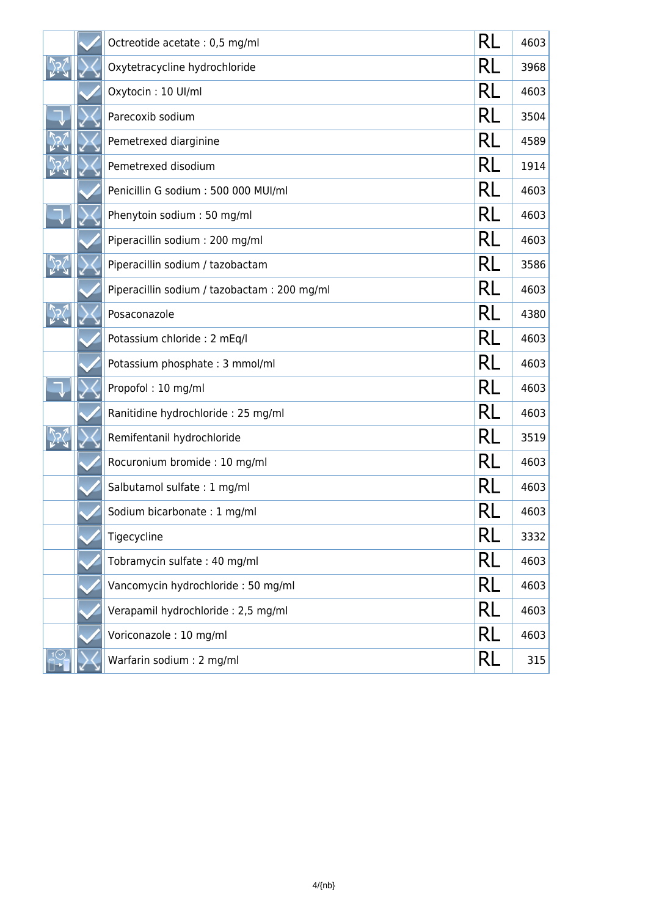| | | | | |
|---|---|---|---|---|
| | ✓ | Octreotide acetate : 0,5 mg/ml | RL | 4603 |
| ?  | ✗ | Oxytetracycline hydrochloride | RL | 3968 |
| | ✓ | Oxytocin : 10 UI/ml | RL | 4603 |
| ↓ | ✗ | Parecoxib sodium | RL | 3504 |
| ? | ✗ | Pemetrexed diarginine | RL | 4589 |
| ? | ✗ | Pemetrexed disodium | RL | 1914 |
| | ✓ | Penicillin G sodium : 500 000 MUI/ml | RL | 4603 |
| ↓ | ✗ | Phenytoin sodium : 50 mg/ml | RL | 4603 |
| | ✓ | Piperacillin sodium : 200 mg/ml | RL | 4603 |
| ? | ✗ | Piperacillin sodium / tazobactam | RL | 3586 |
| | ✓ | Piperacillin sodium / tazobactam : 200 mg/ml | RL | 4603 |
| ? | ✗ | Posaconazole | RL | 4380 |
| | ✓ | Potassium chloride : 2 mEq/l | RL | 4603 |
| | ✓ | Potassium phosphate : 3 mmol/ml | RL | 4603 |
| ↓ | ✗ | Propofol : 10 mg/ml | RL | 4603 |
| | ✓ | Ranitidine hydrochloride : 25 mg/ml | RL | 4603 |
| ? | ✗ | Remifentanil hydrochloride | RL | 3519 |
| | ✓ | Rocuronium bromide : 10 mg/ml | RL | 4603 |
| | ✓ | Salbutamol sulfate : 1 mg/ml | RL | 4603 |
| | ✓ | Sodium bicarbonate : 1 mg/ml | RL | 4603 |
| | ✓ | Tigecycline | RL | 3332 |
| | ✓ | Tobramycin sulfate : 40 mg/ml | RL | 4603 |
| | ✓ | Vancomycin hydrochloride : 50 mg/ml | RL | 4603 |
| | ✓ | Verapamil hydrochloride : 2,5 mg/ml | RL | 4603 |
| | ✓ | Voriconazole : 10 mg/ml | RL | 4603 |
| ⏲ | ✗ | Warfarin sodium : 2 mg/ml | RL | 315 |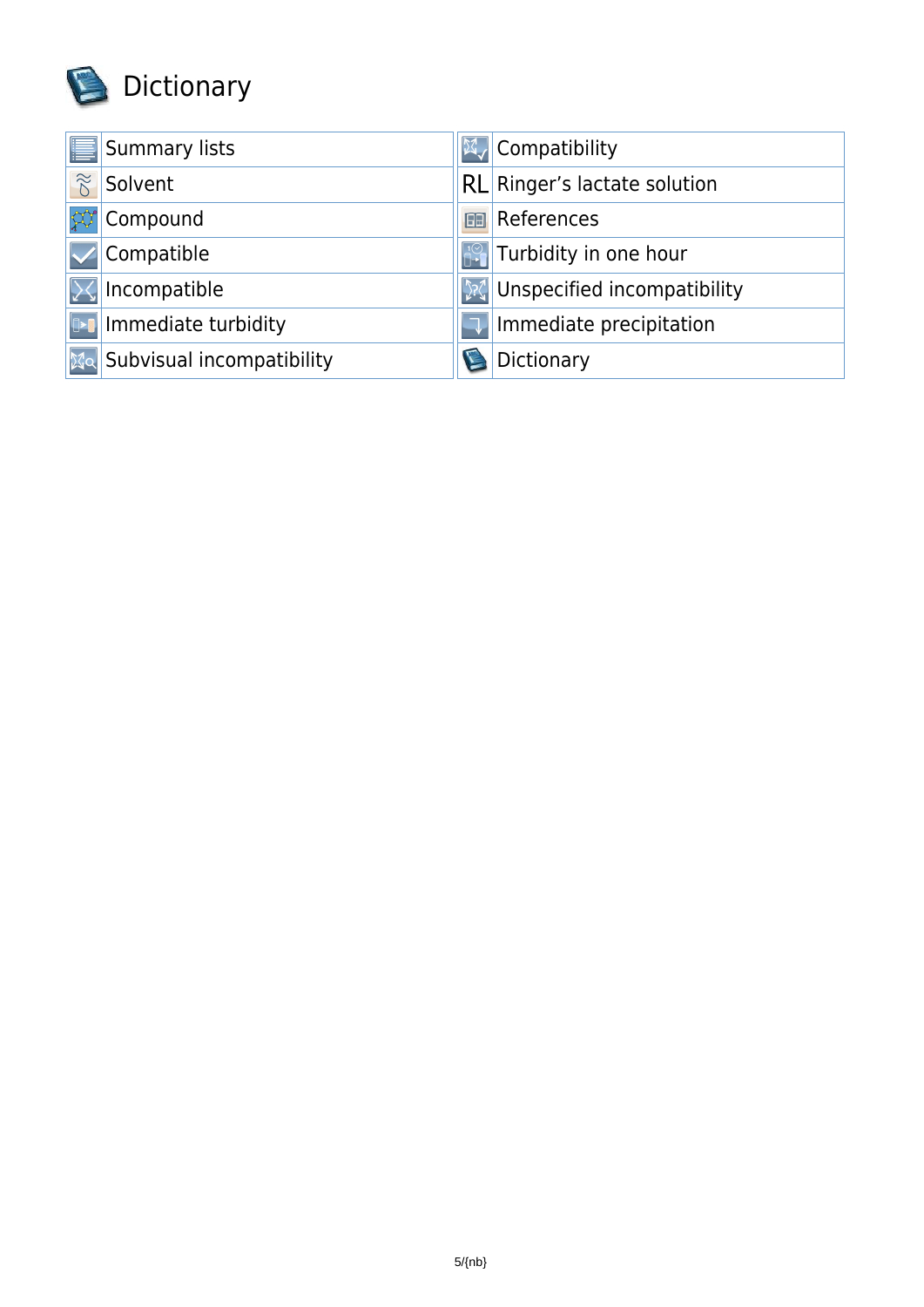# Dictionary

| | | | |
|---|---|---|---|
| | Summary lists | | Compatibility |
| | Solvent | RL | Ringer's lactate solution |
| | Compound | | References |
| | Compatible | | Turbidity in one hour |
| | Incompatible | | Unspecified incompatibility |
| | Immediate turbidity | | Immediate precipitation |
| | Subvisual incompatibility | | Dictionary |